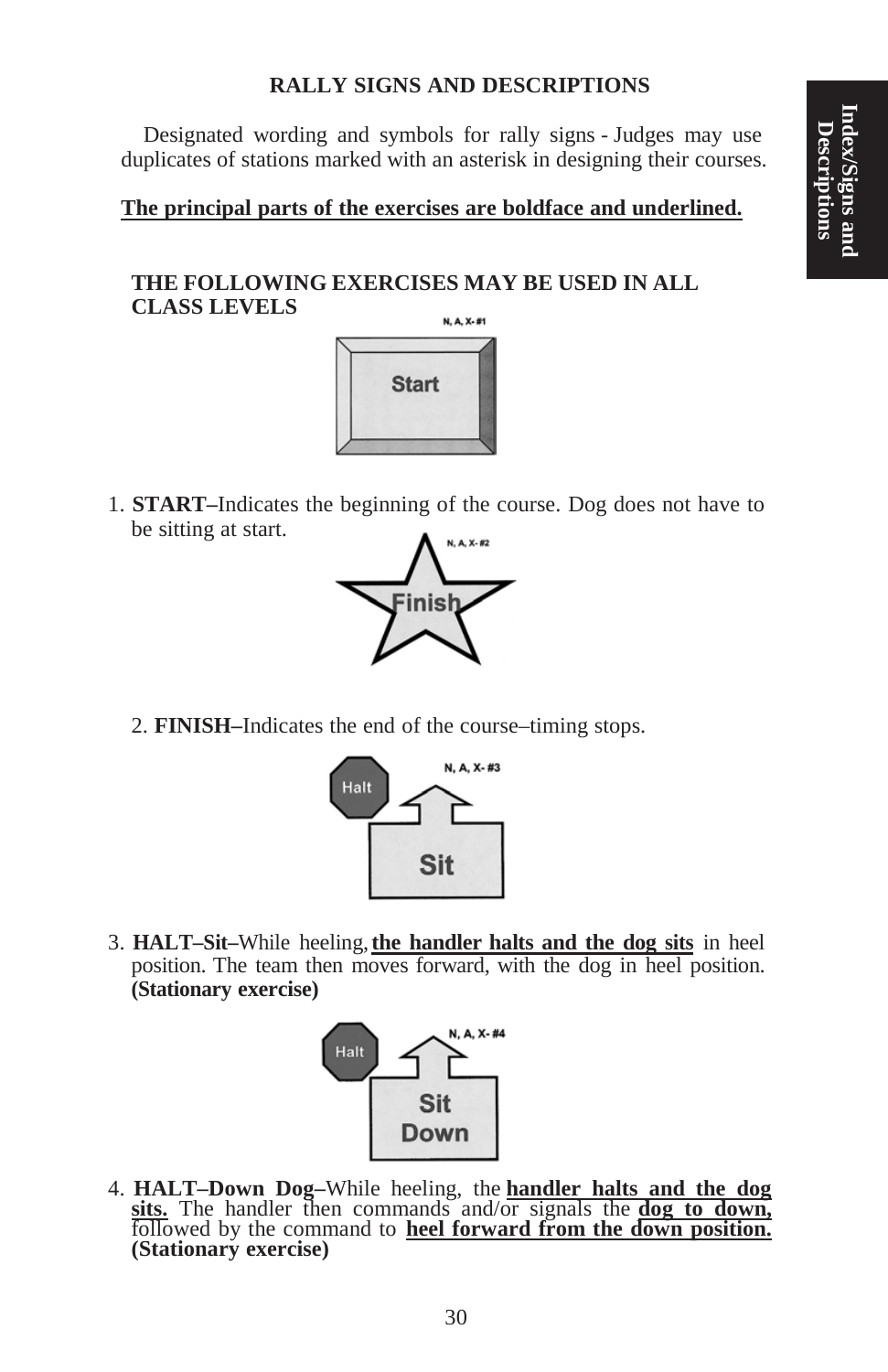## RALLY SIGNS AND DESCRIPTIONS

Designated wording and symbols for rally signs - Judges may use duplicates of stations marked with an asterisk in designing their courses.

**The principal parts of the exercises are boldface and underlined.**

### THE FOLLOWING EXERCISES MAY BE USED IN ALL CLASS LEVELS

N, A, X- #1

Start

1. **START–**Indicates the beginning of the course. Dog does not have to be sitting at start.

N, A, X- #2

Finish

2. **FINISH–**Indicates the end of the course–timing stops.

N, A, X- #3

Halt

Sit

3. **HALT–Sit–**While heeling, **the handler halts and the dog sits** in heel position. The team then moves forward, with the dog in heel position. **(Stationary exercise)**

N, A, X- #4

Halt

Sit
Down

4. **HALT–Down Dog–**While heeling, the **handler halts and the dog sits.** The handler then commands and/or signals the **dog to down,** followed by the command to **heel forward from the down position. (Stationary exercise)**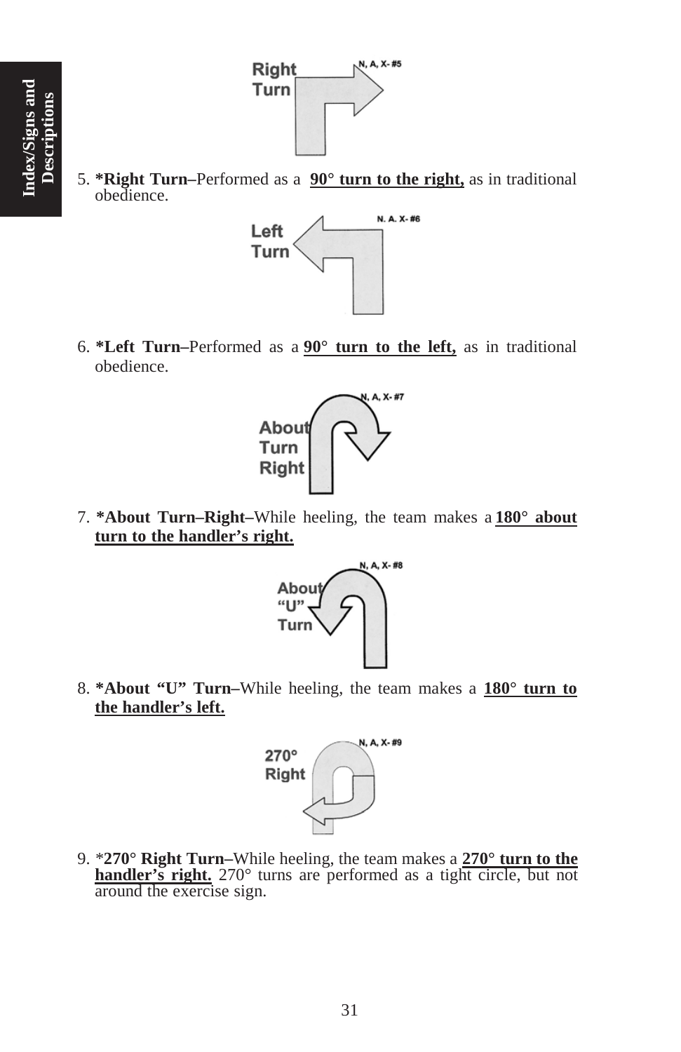5. ***Right Turn–**Performed as a **<u>90° turn to the right,</u>** as in traditional obedience.

6. ***Left Turn–**Performed as a **<u>90° turn to the left,</u>** as in traditional obedience.

7. ***About Turn–Right–**While heeling, the team makes a **<u>180° about turn to the handler's right.</u>**

8. ***About "U" Turn–**While heeling, the team makes a **<u>180° turn to the handler's left.</u>**

9. ***270° Right Turn–**While heeling, the team makes a **<u>270° turn to the handler's right.</u>** 270° turns are performed as a tight circle, but not around the exercise sign.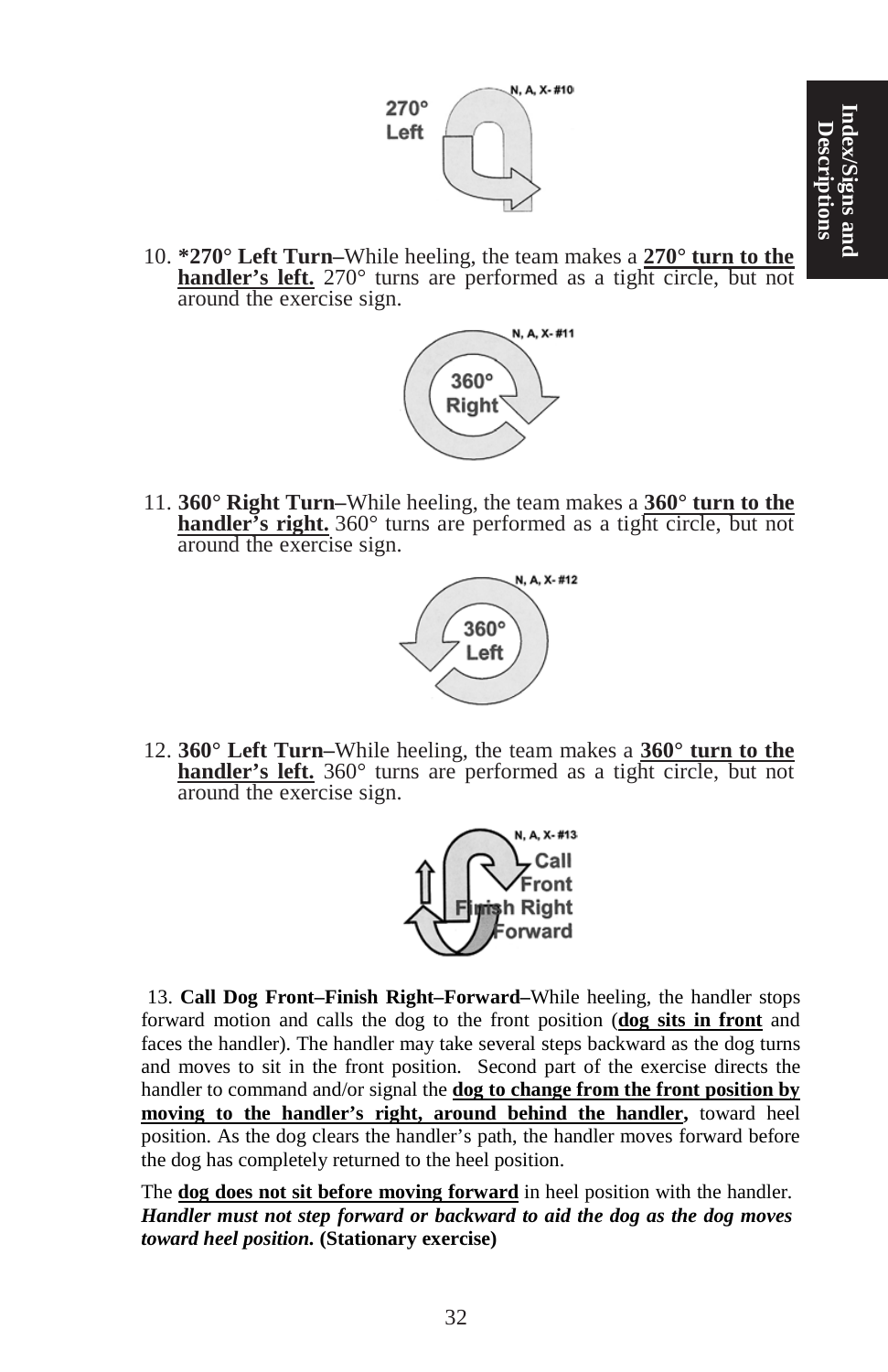10. ***270° Left Turn–**While heeling, the team makes a **270° turn to the handler's left.** 270° turns are performed as a tight circle, but not around the exercise sign.

11. **360° Right Turn–**While heeling, the team makes a **360° turn to the handler's right.** 360° turns are performed as a tight circle, but not around the exercise sign.

12. **360° Left Turn–**While heeling, the team makes a **360° turn to the handler's left.** 360° turns are performed as a tight circle, but not around the exercise sign.

13. **Call Dog Front–Finish Right–Forward–**While heeling, the handler stops forward motion and calls the dog to the front position (**dog sits in front** and faces the handler). The handler may take several steps backward as the dog turns and moves to sit in the front position. Second part of the exercise directs the handler to command and/or signal the **dog to change from the front position by moving to the handler's right, around behind the handler,** toward heel position. As the dog clears the handler's path, the handler moves forward before the dog has completely returned to the heel position.

The **dog does not sit before moving forward** in heel position with the handler. ***Handler must not step forward or backward to aid the dog as the dog moves toward heel position.*** **(Stationary exercise)**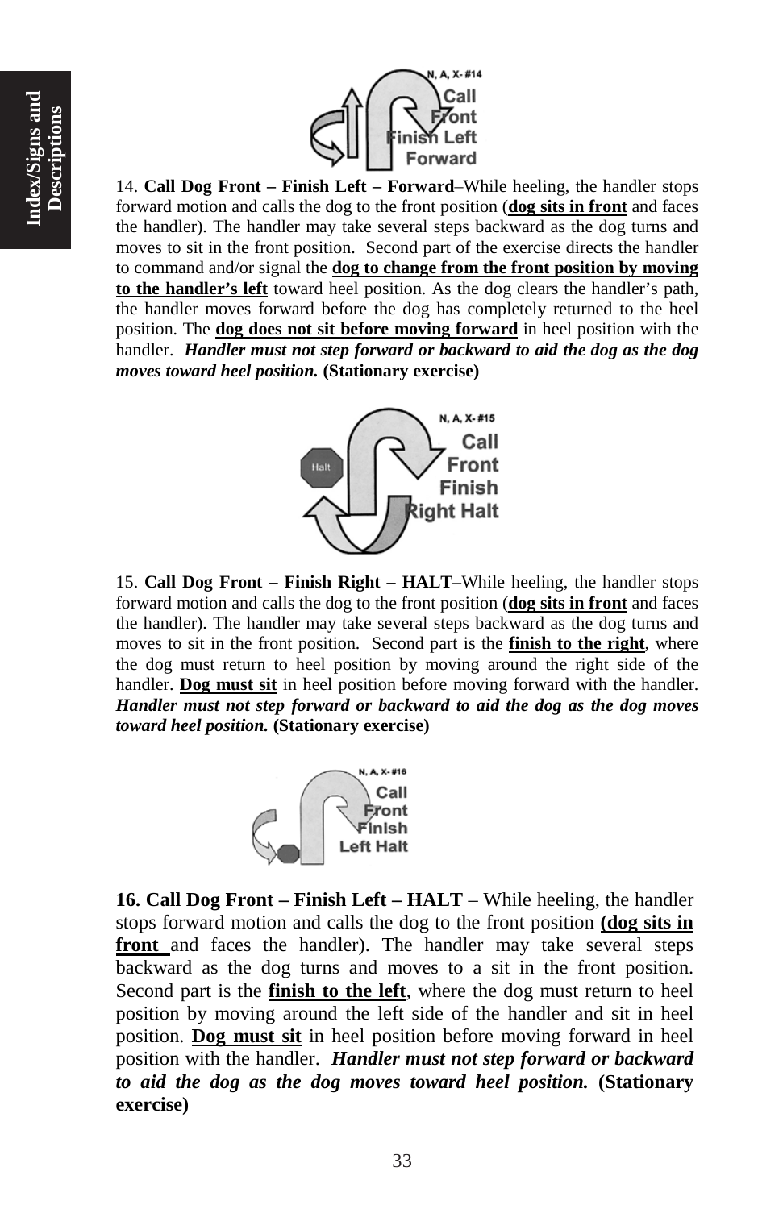14. **Call Dog Front – Finish Left – Forward**–While heeling, the handler stops forward motion and calls the dog to the front position (**dog sits in front** and faces the handler). The handler may take several steps backward as the dog turns and moves to sit in the front position. Second part of the exercise directs the handler to command and/or signal the **dog to change from the front position by moving to the handler's left** toward heel position. As the dog clears the handler's path, the handler moves forward before the dog has completely returned to the heel position. The **dog does not sit before moving forward** in heel position with the handler. ***Handler must not step forward or backward to aid the dog as the dog moves toward heel position.*** **(Stationary exercise)**

15. **Call Dog Front – Finish Right – HALT**–While heeling, the handler stops forward motion and calls the dog to the front position (**dog sits in front** and faces the handler). The handler may take several steps backward as the dog turns and moves to sit in the front position. Second part is the **finish to the right**, where the dog must return to heel position by moving around the right side of the handler. **Dog must sit** in heel position before moving forward with the handler. ***Handler must not step forward or backward to aid the dog as the dog moves toward heel position.*** **(Stationary exercise)**

**16. Call Dog Front – Finish Left – HALT** – While heeling, the handler stops forward motion and calls the dog to the front position **(dog sits in front** and faces the handler). The handler may take several steps backward as the dog turns and moves to a sit in the front position. Second part is the **finish to the left**, where the dog must return to heel position by moving around the left side of the handler and sit in heel position. **Dog must sit** in heel position before moving forward in heel position with the handler. ***Handler must not step forward or backward to aid the dog as the dog moves toward heel position.*** **(Stationary exercise)**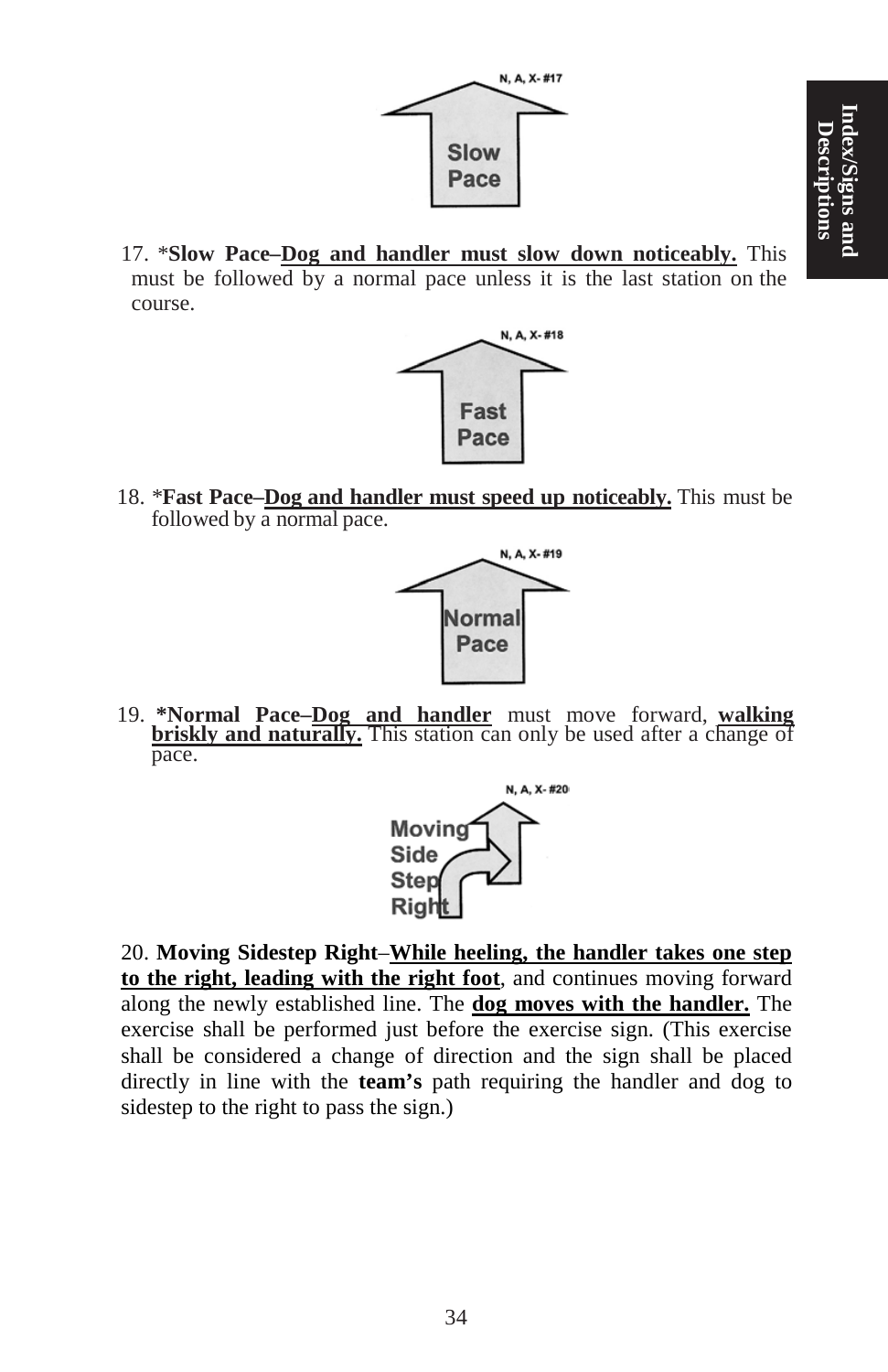17. *__Slow Pace–Dog and handler must slow down noticeably.__ This must be followed by a normal pace unless it is the last station on the course.

18. *__Fast Pace–Dog and handler must speed up noticeably.__ This must be followed by a normal pace.

19. __*Normal Pace–Dog and handler__ must move forward, __walking briskly and naturally.__ This station can only be used after a change of pace.

20. **Moving Sidestep Right**–__While heeling, the handler takes one step to the right, leading with the right foot__, and continues moving forward along the newly established line. The __dog moves with the handler.__ The exercise shall be performed just before the exercise sign. (This exercise shall be considered a change of direction and the sign shall be placed directly in line with the **team's** path requiring the handler and dog to sidestep to the right to pass the sign.)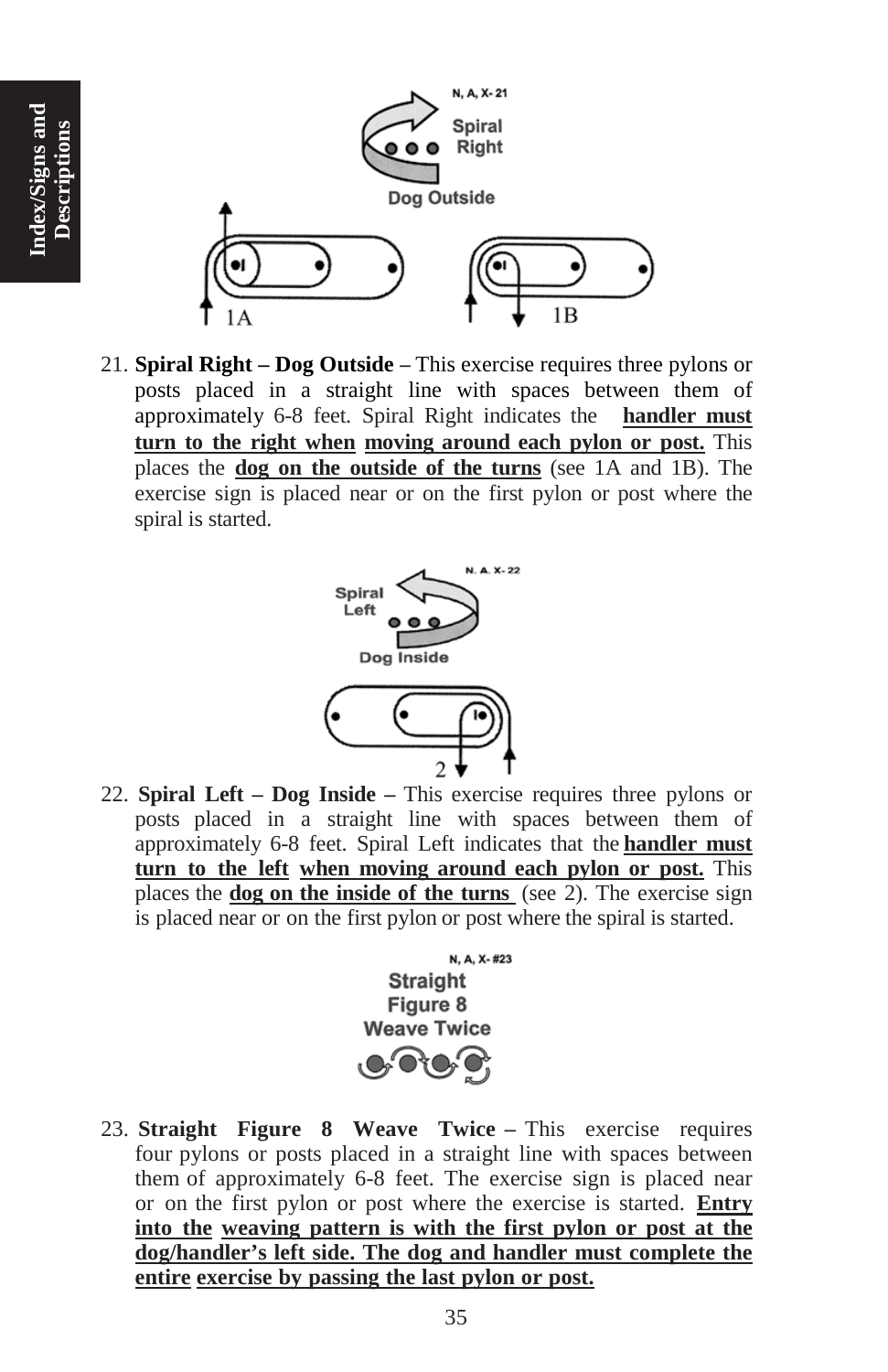21. **Spiral Right – Dog Outside –** This exercise requires three pylons or posts placed in a straight line with spaces between them of approximately 6-8 feet. Spiral Right indicates the **handler must turn to the right when moving around each pylon or post.** This places the **dog on the outside of the turns** (see 1A and 1B). The exercise sign is placed near or on the first pylon or post where the spiral is started.

22. **Spiral Left – Dog Inside –** This exercise requires three pylons or posts placed in a straight line with spaces between them of approximately 6-8 feet. Spiral Left indicates that the **handler must turn to the left when moving around each pylon or post.** This places the **dog on the inside of the turns** (see 2). The exercise sign is placed near or on the first pylon or post where the spiral is started.

23. **Straight Figure 8 Weave Twice –** This exercise requires four pylons or posts placed in a straight line with spaces between them of approximately 6-8 feet. The exercise sign is placed near or on the first pylon or post where the exercise is started. **Entry into the weaving pattern is with the first pylon or post at the dog/handler's left side. The dog and handler must complete the entire exercise by passing the last pylon or post.**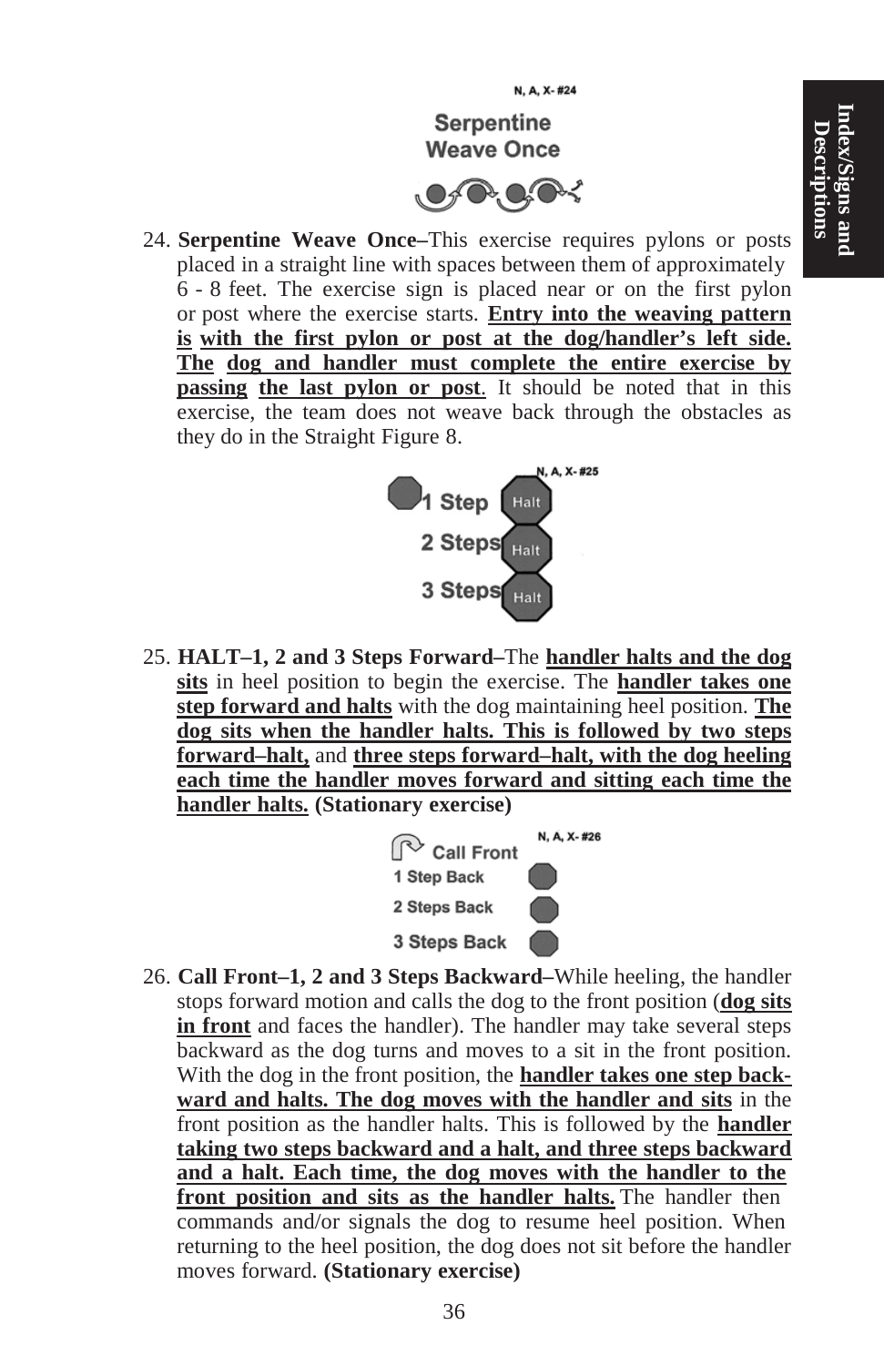N, A, X- #24

**Serpentine Weave Once**

24. **Serpentine Weave Once–**This exercise requires pylons or posts placed in a straight line with spaces between them of approximately 6 - 8 feet. The exercise sign is placed near or on the first pylon or post where the exercise starts. **Entry into the weaving pattern is with the first pylon or post at the dog/handler's left side. The dog and handler must complete the entire exercise by passing the last pylon or post**. It should be noted that in this exercise, the team does not weave back through the obstacles as they do in the Straight Figure 8.

N, A, X- #25

1 Step Halt
2 Steps Halt
3 Steps Halt

25. **HALT–1, 2 and 3 Steps Forward–**The **handler halts and the dog sits** in heel position to begin the exercise. The **handler takes one step forward and halts** with the dog maintaining heel position. **The dog sits when the handler halts. This is followed by two steps forward–halt,** and **three steps forward–halt, with the dog heeling each time the handler moves forward and sitting each time the handler halts.** **(Stationary exercise)**

N, A, X- #26

Call Front
1 Step Back
2 Steps Back
3 Steps Back

26. **Call Front–1, 2 and 3 Steps Backward–**While heeling, the handler stops forward motion and calls the dog to the front position (**dog sits in front** and faces the handler). The handler may take several steps backward as the dog turns and moves to a sit in the front position. With the dog in the front position, the **handler takes one step backward and halts. The dog moves with the handler and sits** in the front position as the handler halts. This is followed by the **handler taking two steps backward and a halt, and three steps backward and a halt. Each time, the dog moves with the handler to the front position and sits as the handler halts.** The handler then commands and/or signals the dog to resume heel position. When returning to the heel position, the dog does not sit before the handler moves forward. **(Stationary exercise)**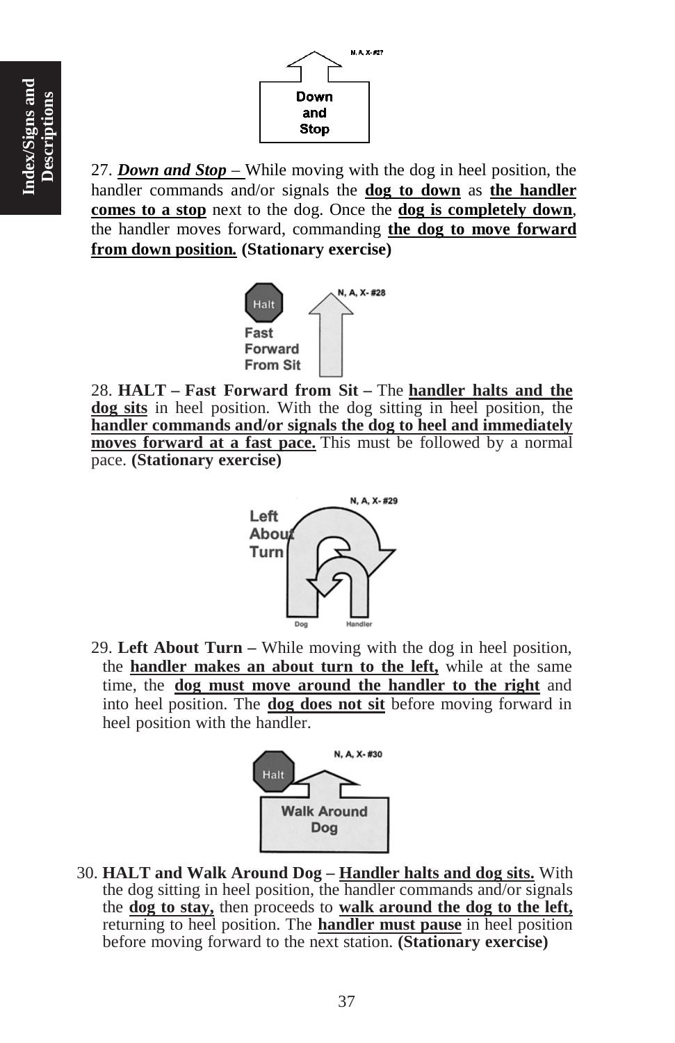27. ***Down and Stop*** – While moving with the dog in heel position, the handler commands and/or signals the **dog to down** as **the handler comes to a stop** next to the dog. Once the **dog is completely down**, the handler moves forward, commanding **the dog to move forward from down position.** **(Stationary exercise)**

28. **HALT – Fast Forward from Sit –** The **handler halts and the dog sits** in heel position. With the dog sitting in heel position, the **handler commands and/or signals the dog to heel and immediately moves forward at a fast pace.** This must be followed by a normal pace. **(Stationary exercise)**

29. **Left About Turn –** While moving with the dog in heel position, the **handler makes an about turn to the left,** while at the same time, the **dog must move around the handler to the right** and into heel position. The **dog does not sit** before moving forward in heel position with the handler.

30. **HALT and Walk Around Dog – Handler halts and dog sits.** With the dog sitting in heel position, the handler commands and/or signals the **dog to stay,** then proceeds to **walk around the dog to the left,** returning to heel position. The **handler must pause** in heel position before moving forward to the next station. **(Stationary exercise)**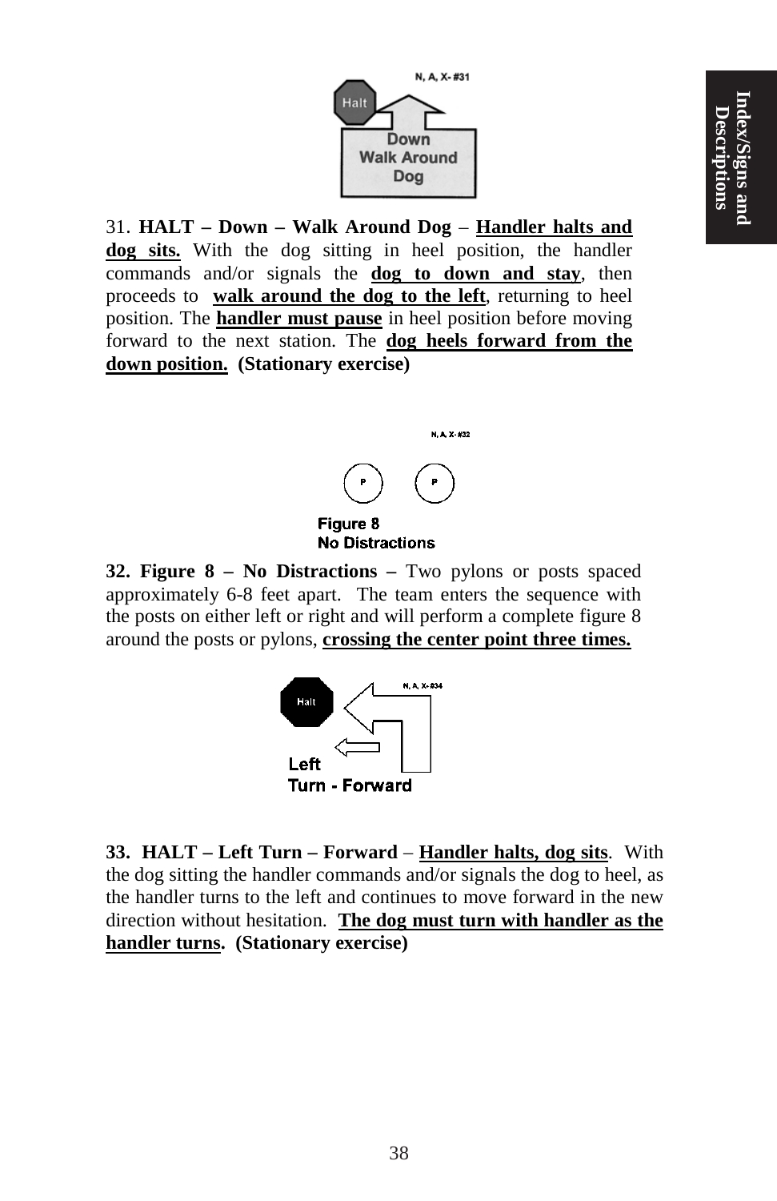N, A, X- #31

Halt

Down
Walk Around
Dog

31. **HALT – Down – Walk Around Dog** – **Handler halts and dog sits.** With the dog sitting in heel position, the handler commands and/or signals the **dog to down and stay**, then proceeds to **walk around the dog to the left**, returning to heel position. The **handler must pause** in heel position before moving forward to the next station. The **dog heels forward from the down position.** **(Stationary exercise)**

N, A, X- #32

P P

Figure 8
No Distractions

**32. Figure 8 – No Distractions –** Two pylons or posts spaced approximately 6-8 feet apart. The team enters the sequence with the posts on either left or right and will perform a complete figure 8 around the posts or pylons, **crossing the center point three times.**

N, A, X- #34

Halt

Left
Turn - Forward

**33. HALT – Left Turn – Forward** – **Handler halts, dog sits**. With the dog sitting the handler commands and/or signals the dog to heel, as the handler turns to the left and continues to move forward in the new direction without hesitation. **The dog must turn with handler as the handler turns. (Stationary exercise)**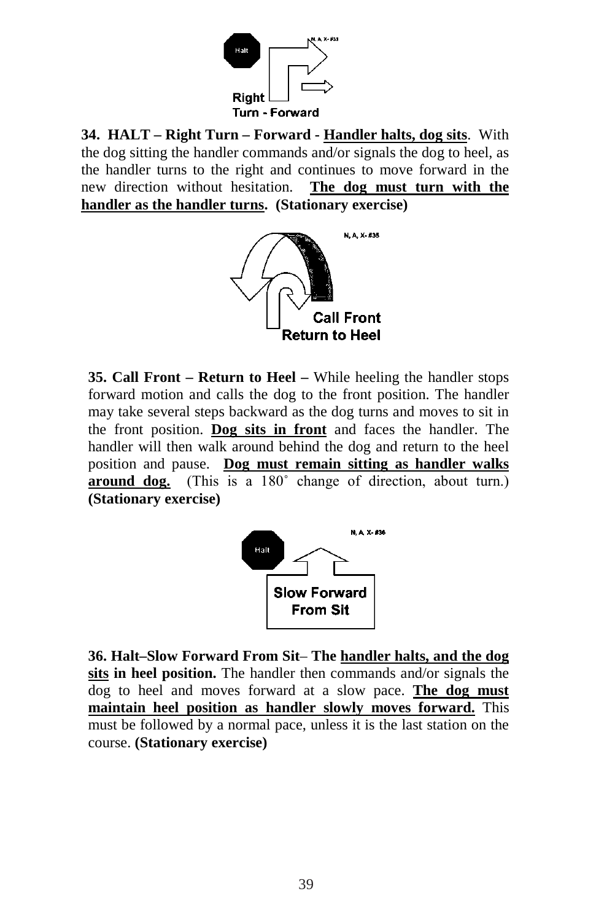**34. HALT – Right Turn – Forward - Handler halts, dog sits**. With the dog sitting the handler commands and/or signals the dog to heel, as the handler turns to the right and continues to move forward in the new direction without hesitation. **The dog must turn with the handler as the handler turns. (Stationary exercise)**

**35. Call Front – Return to Heel –** While heeling the handler stops forward motion and calls the dog to the front position. The handler may take several steps backward as the dog turns and moves to sit in the front position. **Dog sits in front** and faces the handler. The handler will then walk around behind the dog and return to the heel position and pause. **Dog must remain sitting as handler walks around dog.** (This is a 180˚ change of direction, about turn.) **(Stationary exercise)**

**36. Halt–Slow Forward From Sit– The handler halts, and the dog sits in heel position.** The handler then commands and/or signals the dog to heel and moves forward at a slow pace. **The dog must maintain heel position as handler slowly moves forward.** This must be followed by a normal pace, unless it is the last station on the course. **(Stationary exercise)**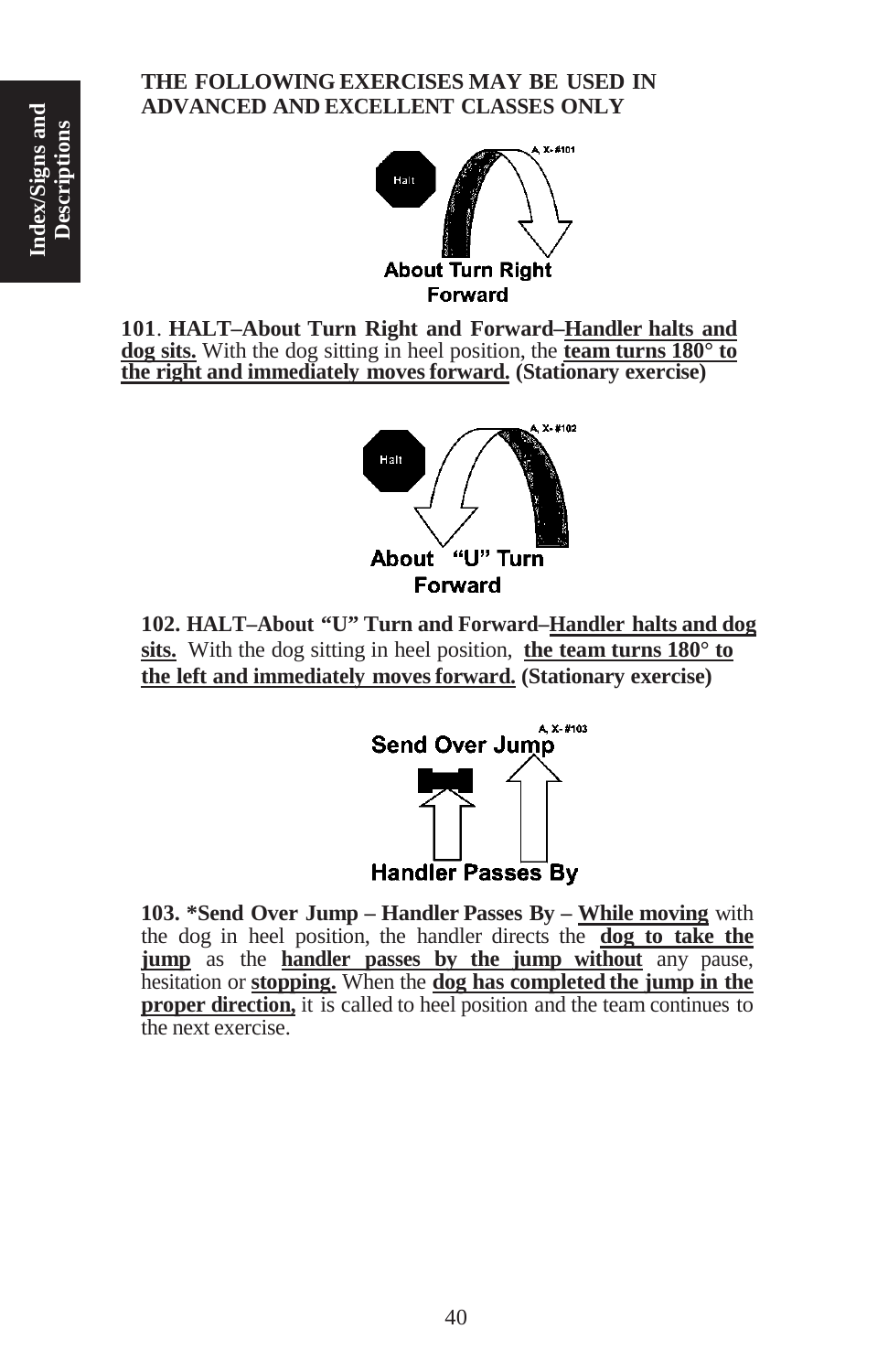**THE FOLLOWING EXERCISES MAY BE USED IN ADVANCED AND EXCELLENT CLASSES ONLY**

Halt

A, X- #101

About Turn Right Forward

**101**. **HALT–About Turn Right and Forward–<u>Handler halts and dog sits.</u>** With the dog sitting in heel position, the **<u>team turns 180° to the right and immediately moves forward.</u> (Stationary exercise)**

Halt

A, X- #102

About "U" Turn Forward

**102. HALT–About "U" Turn and Forward–<u>Handler halts and dog sits.</u>** With the dog sitting in heel position, **<u>the team turns 180° to the left and immediately moves forward.</u> (Stationary exercise)**

A, X- #103

Send Over Jump

Handler Passes By

**103. *Send Over Jump – Handler Passes By – <u>While moving</u>** with the dog in heel position, the handler directs the **<u>dog to take the jump</u>** as the **<u>handler passes by the jump without</u>** any pause, hesitation or **<u>stopping.</u>** When the **<u>dog has completed the jump in the proper direction,</u>** it is called to heel position and the team continues to the next exercise.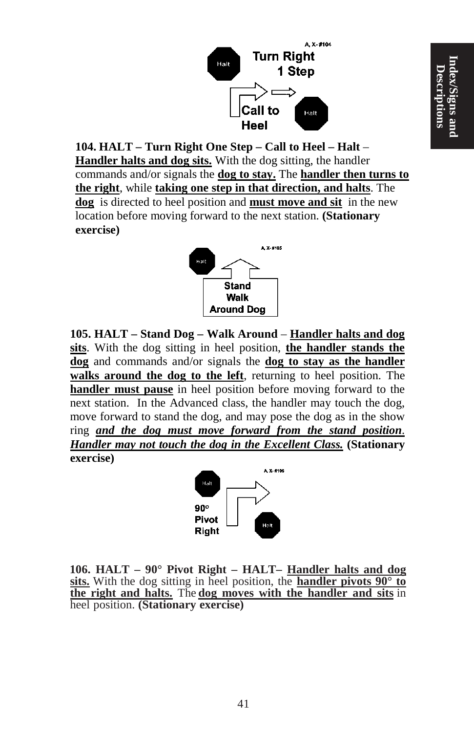**104. HALT – Turn Right One Step – Call to Heel – Halt** – **Handler halts and dog sits.** With the dog sitting, the handler commands and/or signals the **dog to stay.** The **handler then turns to the right**, while **taking one step in that direction, and halts**. The **dog** is directed to heel position and **must move and sit** in the new location before moving forward to the next station. **(Stationary exercise)**

**105. HALT – Stand Dog – Walk Around** – **Handler halts and dog sits**. With the dog sitting in heel position, **the handler stands the dog** and commands and/or signals the **dog to stay as the handler walks around the dog to the left**, returning to heel position. The **handler must pause** in heel position before moving forward to the next station. In the Advanced class, the handler may touch the dog, move forward to stand the dog, and may pose the dog as in the show ring ***and the dog must move forward from the stand position***. ***Handler may not touch the dog in the Excellent Class.*** **(Stationary exercise)**

**106. HALT – 90° Pivot Right – HALT–** **Handler halts and dog sits.** With the dog sitting in heel position, the **handler pivots 90° to the right and halts.** The **dog moves with the handler and sits** in heel position. **(Stationary exercise)**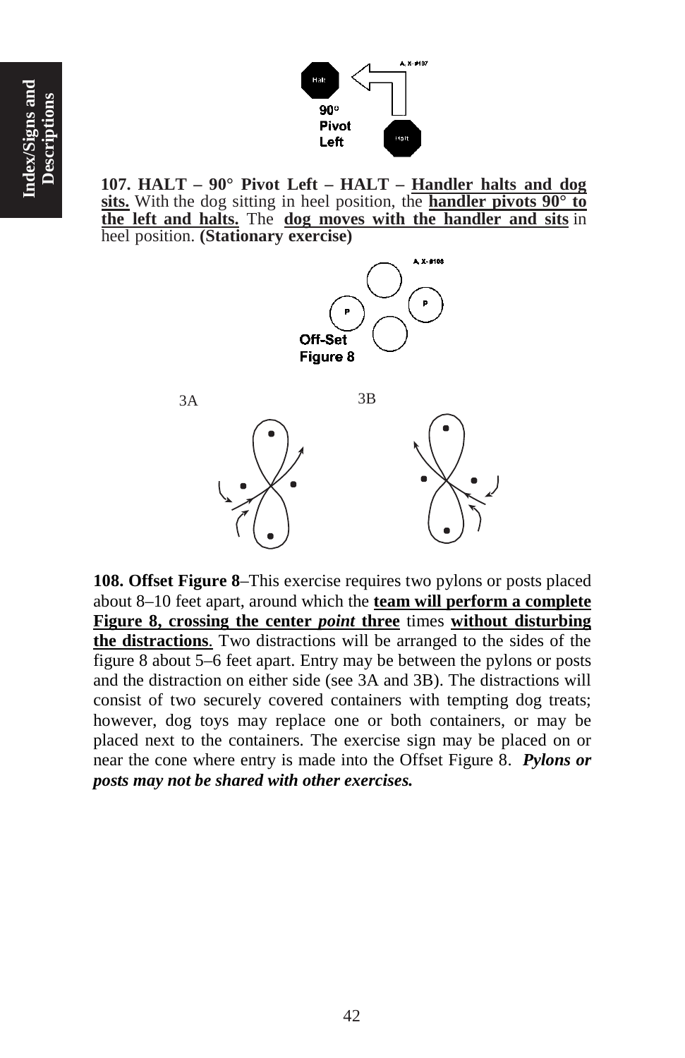**107. HALT – 90° Pivot Left – HALT – <u>Handler halts and dog sits.</u>** With the dog sitting in heel position, the **<u>handler pivots 90° to the left and halts.</u>** The **<u>dog moves with the handler and sits</u>** in heel position. **(Stationary exercise)**

3A 3B

**108. Offset Figure 8**–This exercise requires two pylons or posts placed about 8–10 feet apart, around which the **<u>team will perform a complete Figure 8, crossing the center *point* three</u>** times **<u>without disturbing the distractions</u>**. Two distractions will be arranged to the sides of the figure 8 about 5–6 feet apart. Entry may be between the pylons or posts and the distraction on either side (see 3A and 3B). The distractions will consist of two securely covered containers with tempting dog treats; however, dog toys may replace one or both containers, or may be placed next to the containers. The exercise sign may be placed on or near the cone where entry is made into the Offset Figure 8. ***Pylons or posts may not be shared with other exercises.***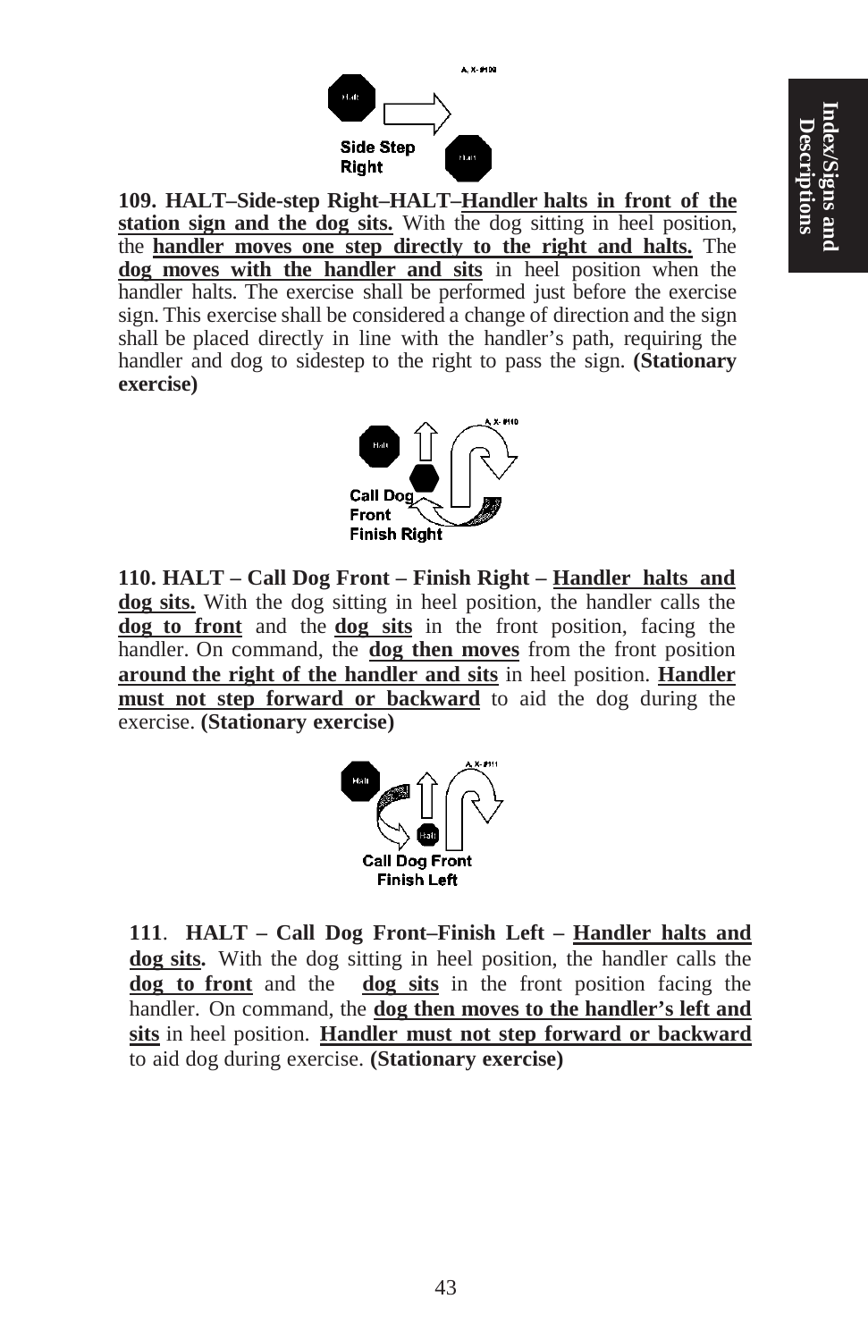**109. HALT–Side-step Right–HALT–Handler halts in front of the station sign and the dog sits.** With the dog sitting in heel position, the **handler moves one step directly to the right and halts.** The **dog moves with the handler and sits** in heel position when the handler halts. The exercise shall be performed just before the exercise sign. This exercise shall be considered a change of direction and the sign shall be placed directly in line with the handler's path, requiring the handler and dog to sidestep to the right to pass the sign. **(Stationary exercise)**

**110. HALT – Call Dog Front – Finish Right – Handler halts and dog sits.** With the dog sitting in heel position, the handler calls the **dog to front** and the **dog sits** in the front position, facing the handler. On command, the **dog then moves** from the front position **around the right of the handler and sits** in heel position. **Handler must not step forward or backward** to aid the dog during the exercise. **(Stationary exercise)**

**111. HALT – Call Dog Front–Finish Left – Handler halts and dog sits.** With the dog sitting in heel position, the handler calls the **dog to front** and the **dog sits** in the front position facing the handler. On command, the **dog then moves to the handler's left and sits** in heel position. **Handler must not step forward or backward** to aid dog during exercise. **(Stationary exercise)**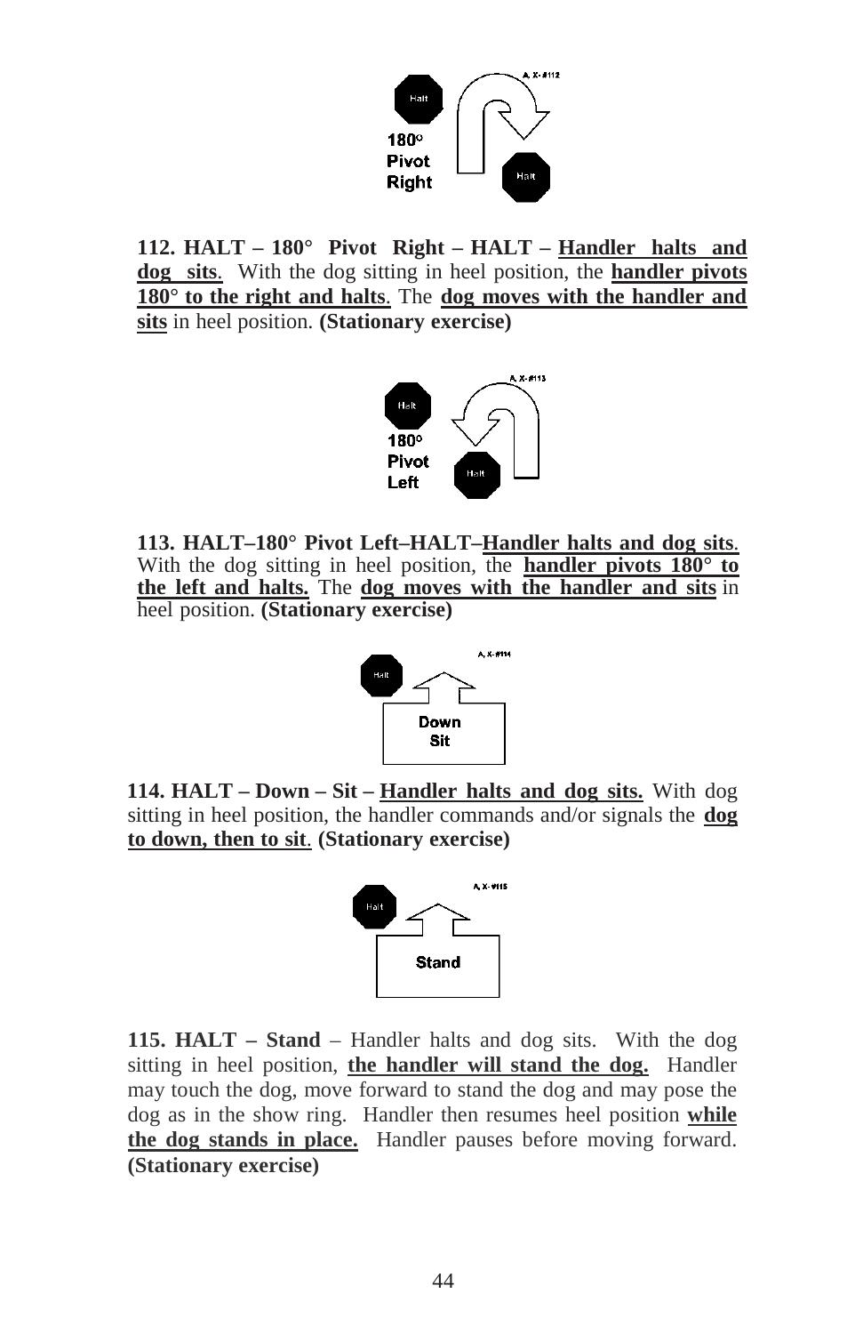**112. HALT – 180° Pivot Right – HALT – Handler halts and dog sits**. With the dog sitting in heel position, the **handler pivots 180° to the right and halts**. The **dog moves with the handler and sits** in heel position. **(Stationary exercise)**

**113. HALT–180° Pivot Left–HALT–Handler halts and dog sits**. With the dog sitting in heel position, the **handler pivots 180° to the left and halts.** The **dog moves with the handler and sits** in heel position. **(Stationary exercise)**

**114. HALT – Down – Sit – Handler halts and dog sits.** With dog sitting in heel position, the handler commands and/or signals the **dog to down, then to sit**. **(Stationary exercise)**

**115. HALT – Stand** – Handler halts and dog sits. With the dog sitting in heel position, **the handler will stand the dog.** Handler may touch the dog, move forward to stand the dog and may pose the dog as in the show ring. Handler then resumes heel position **while the dog stands in place.** Handler pauses before moving forward. **(Stationary exercise)**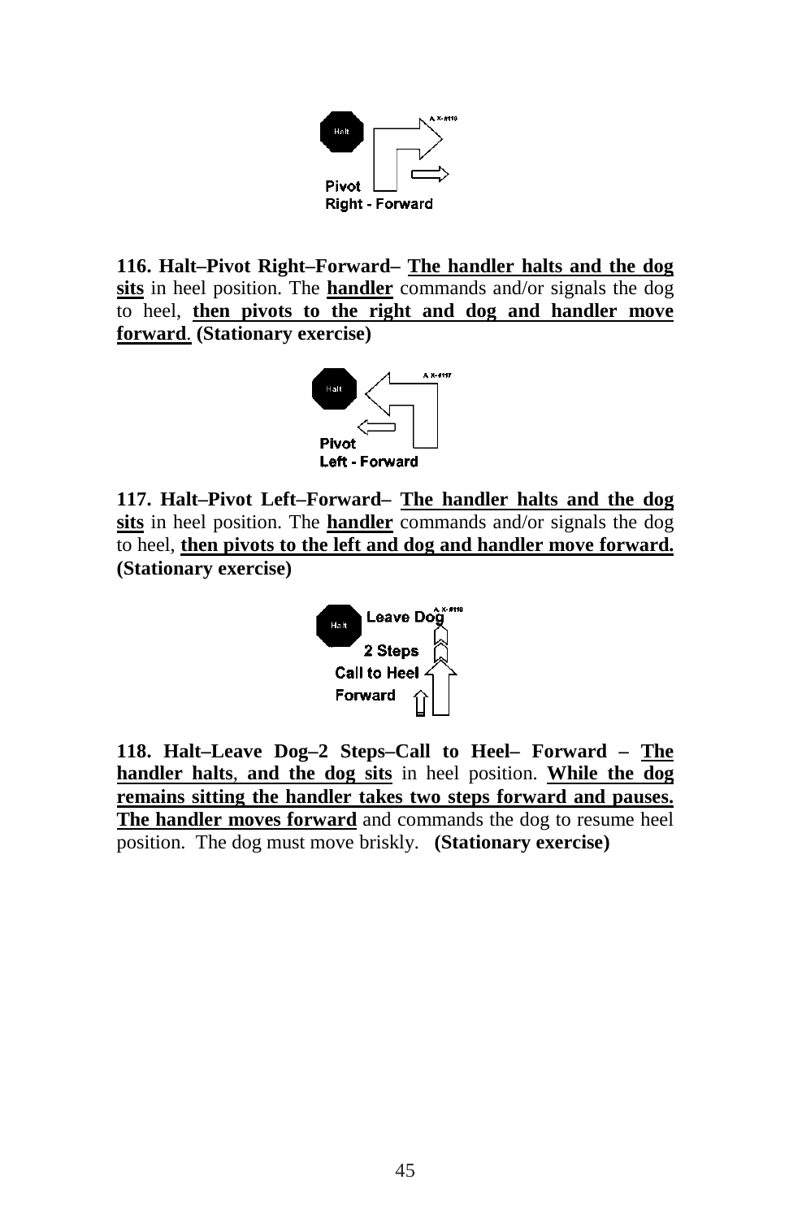**116. Halt–Pivot Right–Forward–** **<u>The handler halts and the dog sits</u>** in heel position. The **<u>handler</u>** commands and/or signals the dog to heel, **<u>then pivots to the right and dog and handler move forward</u>**. **(Stationary exercise)**

**117. Halt–Pivot Left–Forward–** **<u>The handler halts and the dog sits</u>** in heel position. The **<u>handler</u>** commands and/or signals the dog to heel, **<u>then pivots to the left and dog and handler move forward.</u>** **(Stationary exercise)**

**118. Halt–Leave Dog–2 Steps–Call to Heel– Forward –** **<u>The handler halts</u>**, **<u>and the dog sits</u>** in heel position. **<u>While the dog remains sitting the handler takes two steps forward and pauses.</u>** **<u>The handler moves forward</u>** and commands the dog to resume heel position. The dog must move briskly. **(Stationary exercise)**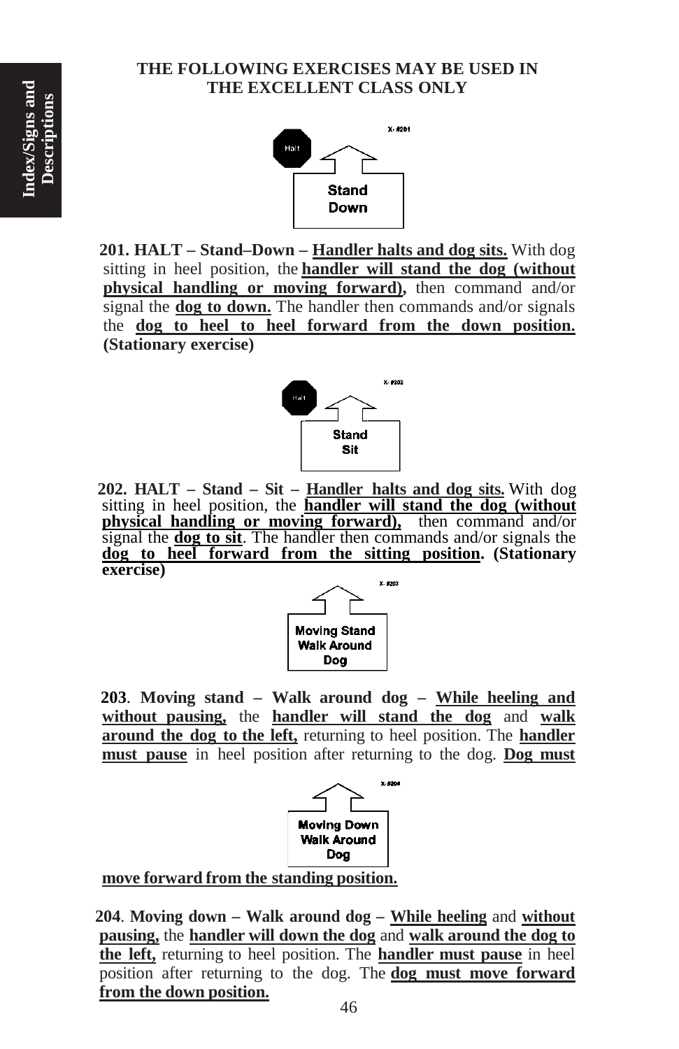**THE FOLLOWING EXERCISES MAY BE USED IN THE EXCELLENT CLASS ONLY**

X- #201

Halt

Stand
Down

**201. HALT – Stand–Down – Handler halts and dog sits.** With dog sitting in heel position, the **handler will stand the dog (without physical handling or moving forward),** then command and/or signal the **dog to down.** The handler then commands and/or signals the **dog to heel to heel forward from the down position. (Stationary exercise)**

X- #202

Halt

Stand
Sit

**202. HALT – Stand – Sit – Handler halts and dog sits.** With dog sitting in heel position, the **handler will stand the dog (without physical handling or moving forward),** then command and/or signal the **dog to sit**. The handler then commands and/or signals the **dog to heel forward from the sitting position. (Stationary exercise)**

X- #203

Moving Stand
Walk Around
Dog

**203**. **Moving stand – Walk around dog – While heeling and without pausing,** the **handler will stand the dog** and **walk around the dog to the left,** returning to heel position. The **handler must pause** in heel position after returning to the dog. **Dog must move forward from the standing position.**

X- #204

Moving Down
Walk Around
Dog

**204**. **Moving down – Walk around dog – While heeling** and **without pausing,** the **handler will down the dog** and **walk around the dog to the left,** returning to heel position. The **handler must pause** in heel position after returning to the dog. The **dog must move forward from the down position.**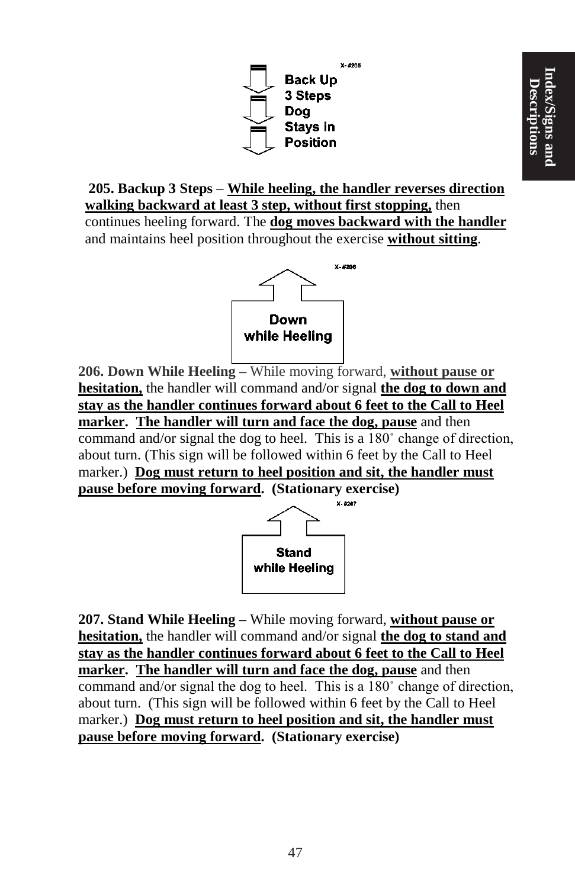X- #205

Back Up
3 Steps
Dog
Stays in
Position

**205. Backup 3 Steps** – **<u>While heeling, the handler reverses direction walking backward at least 3 step, without first stopping,</u>** then continues heeling forward. The **<u>dog moves backward with the handler</u>** and maintains heel position throughout the exercise **<u>without sitting</u>**.

X- #206

Down
while Heeling

**206. Down While Heeling –** While moving forward, **<u>without pause or hesitation,</u>** the handler will command and/or signal **<u>the dog to down and stay as the handler continues forward about 6 feet to the Call to Heel marker</u>. <u>The handler will turn and face the dog, pause</u>** and then command and/or signal the dog to heel. This is a 180˚ change of direction, about turn. (This sign will be followed within 6 feet by the Call to Heel marker.) **<u>Dog must return to heel position and sit, the handler must pause before moving forward</u>. (Stationary exercise)**

X- #207

Stand
while Heeling

**207. Stand While Heeling –** While moving forward, **<u>without pause or hesitation,</u>** the handler will command and/or signal **<u>the dog to stand and stay as the handler continues forward about 6 feet to the Call to Heel marker</u>. <u>The handler will turn and face the dog, pause</u>** and then command and/or signal the dog to heel. This is a 180˚ change of direction, about turn. (This sign will be followed within 6 feet by the Call to Heel marker.) **<u>Dog must return to heel position and sit, the handler must pause before moving forward</u>. (Stationary exercise)**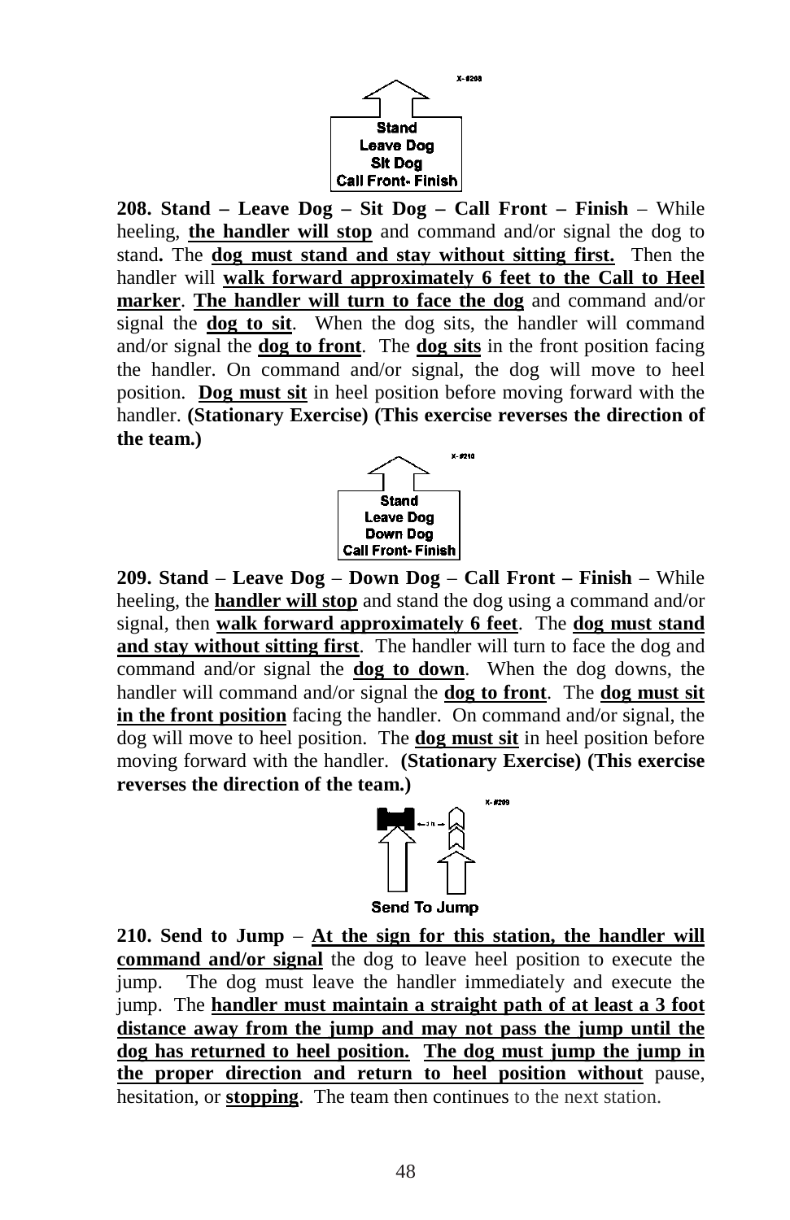Stand
Leave Dog
Sit Dog
Call Front- Finish

**208. Stand – Leave Dog – Sit Dog – Call Front – Finish** – While heeling, **the handler will stop** and command and/or signal the dog to stand**.** The **dog must stand and stay without sitting first.** Then the handler will **walk forward approximately 6 feet to the Call to Heel marker**. **The handler will turn to face the dog** and command and/or signal the **dog to sit**. When the dog sits, the handler will command and/or signal the **dog to front**. The **dog sits** in the front position facing the handler. On command and/or signal, the dog will move to heel position. **Dog must sit** in heel position before moving forward with the handler. **(Stationary Exercise) (This exercise reverses the direction of the team.)**

Stand
Leave Dog
Down Dog
Call Front- Finish

**209. Stand** – **Leave Dog** – **Down Dog** – **Call Front – Finish** – While heeling, the **handler will stop** and stand the dog using a command and/or signal, then **walk forward approximately 6 feet**. The **dog must stand and stay without sitting first**. The handler will turn to face the dog and command and/or signal the **dog to down**. When the dog downs, the handler will command and/or signal the **dog to front**. The **dog must sit in the front position** facing the handler. On command and/or signal, the dog will move to heel position. The **dog must sit** in heel position before moving forward with the handler. **(Stationary Exercise) (This exercise reverses the direction of the team.)**

Send To Jump

**210. Send to Jump** – **At the sign for this station, the handler will command and/or signal** the dog to leave heel position to execute the jump. The dog must leave the handler immediately and execute the jump. The **handler must maintain a straight path of at least a 3 foot distance away from the jump and may not pass the jump until the dog has returned to heel position. The dog must jump the jump in the proper direction and return to heel position without** pause, hesitation, or **stopping**. The team then continues to the next station.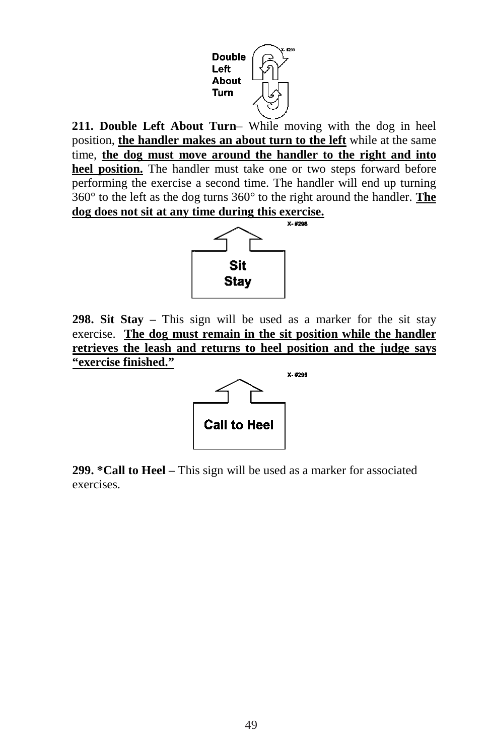Double Left About Turn

X- #211

**211. Double Left About Turn**– While moving with the dog in heel position, **the handler makes an about turn to the left** while at the same time, **the dog must move around the handler to the right and into heel position.** The handler must take one or two steps forward before performing the exercise a second time. The handler will end up turning 360° to the left as the dog turns 360° to the right around the handler. **The dog does not sit at any time during this exercise.**

X- #298

Sit Stay

**298. Sit Stay** – This sign will be used as a marker for the sit stay exercise. **The dog must remain in the sit position while the handler retrieves the leash and returns to heel position and the judge says "exercise finished."**

X- #299

Call to Heel

**299. *Call to Heel** – This sign will be used as a marker for associated exercises.